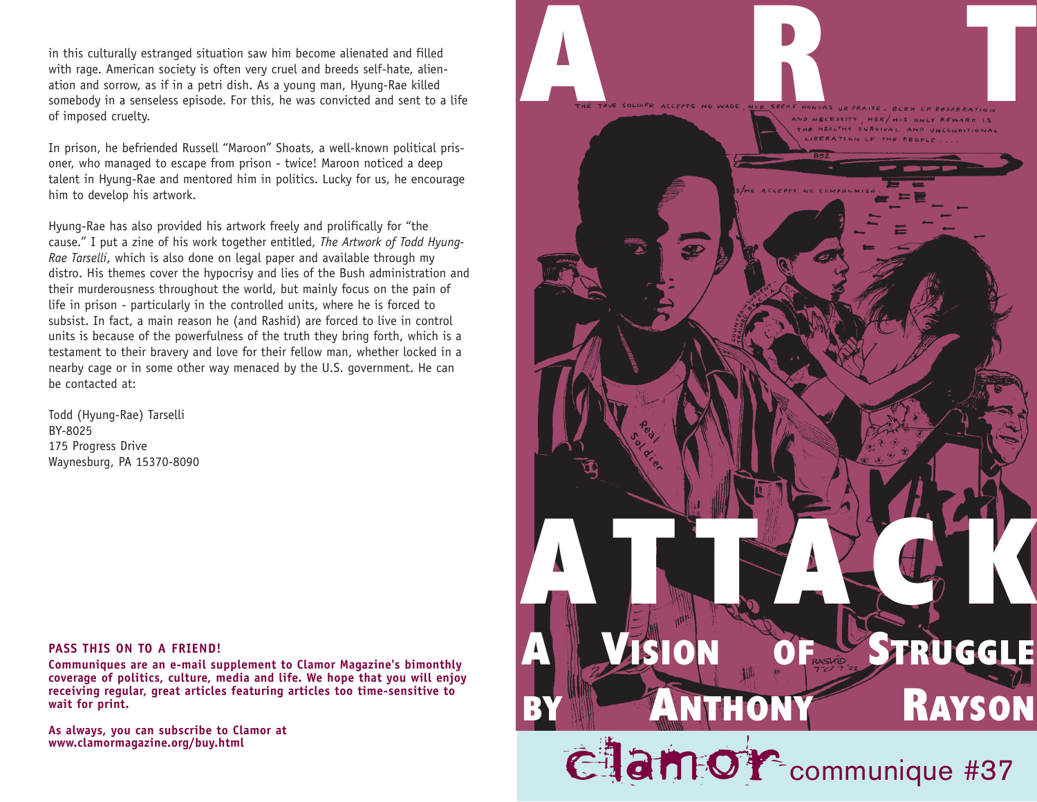in this culturally estranged situation saw him become alienated and filled with rage. American society is often very cruel and breeds self-hate, alienation and sorrow, as if in a petri dish. As a young man, Hyung-Rae killed somebody in a senseless episode. For this, he was convicted and sent to a life of imposed cruelty.

In prison, he befriended Russell "Maroon" Shoats, a well-known political prisoner, who managed to escape from prison - twice! Maroon noticed a deep talent in Hyung-Rae and mentored him in politics. Lucky for us, he encourage him to develop his artwork.

Hyung-Rae has also provided his artwork freely and prolifically for "the cause." I put a zine of his work together entitled, *The Artwork of Todd Hyung-Rae Tarselli*, which is also done on legal paper and available through my distro. His themes cover the hypocrisy and lies of the Bush administration and their murderousness throughout the world, but mainly focus on the pain of life in prison - particularly in the controlled units, where he is forced to subsist. In fact, a main reason he (and Rashid) are forced to live in control units is because of the powerfulness of the truth they bring forth, which is a testament to their bravery and love for their fellow man, whether locked in a nearby cage or in some other way menaced by the U.S. government. He can be contacted at:

Todd (Hyung-Rae) Tarselli
BY-8025
175 Progress Drive
Waynesburg, PA 15370-8090

**PASS THIS ON TO A FRIEND!**

**Communiques are an e-mail supplement to Clamor Magazine's bimonthly coverage of politics, culture, media and life. We hope that you will enjoy receiving regular, great articles featuring articles too time-sensitive to wait for print.**

**As always, you can subscribe to Clamor at www.clamormagazine.org/buy.html**

# ART ATTACK

## A Vision of Struggle by Anthony Rayson

THE TRUE SOLDIER ACCEPTS NO WAGE, NOR SEEKS HONORS OR PRAISE. BORN OF DESPERATION AND NECESSITY, HER/HIS ONLY REWARD IS THE HEALTHY SURVIVAL AND UNCONDITIONAL LIBERATION OF THE PEOPLE....

S/HE ACCEPTS NO COMPROMISE.

clamor communique #37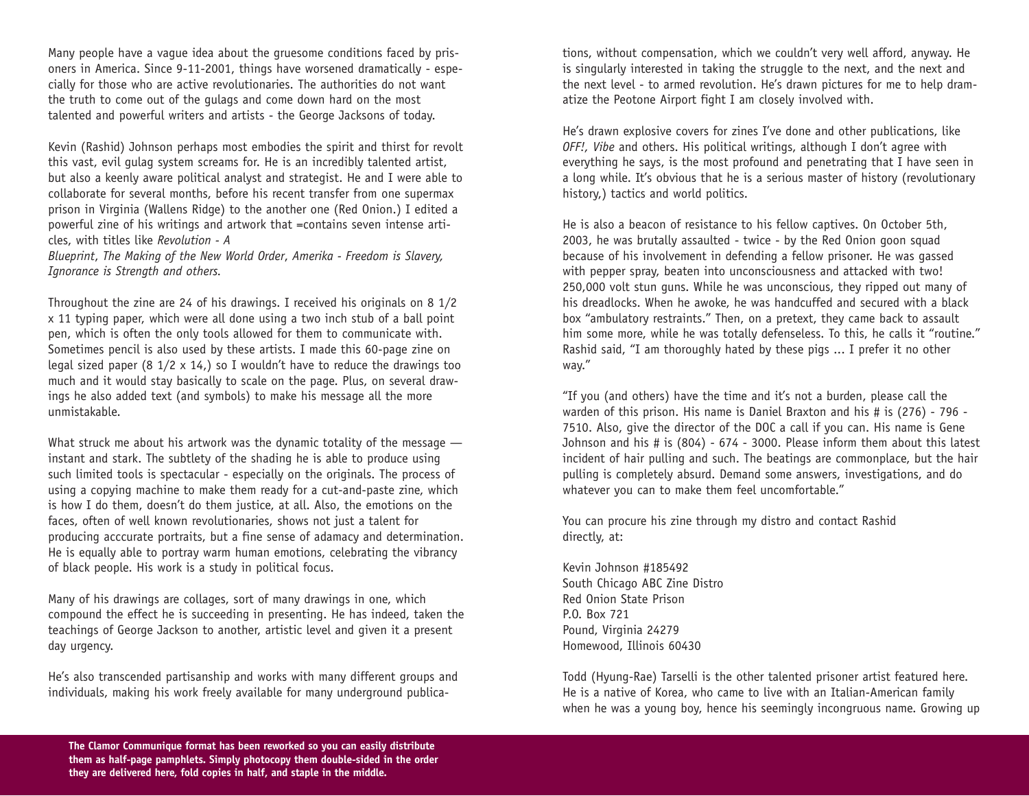Many people have a vague idea about the gruesome conditions faced by prisoners in America. Since 9-11-2001, things have worsened dramatically - especially for those who are active revolutionaries. The authorities do not want the truth to come out of the gulags and come down hard on the most talented and powerful writers and artists - the George Jacksons of today.

Kevin (Rashid) Johnson perhaps most embodies the spirit and thirst for revolt this vast, evil gulag system screams for. He is an incredibly talented artist, but also a keenly aware political analyst and strategist. He and I were able to collaborate for several months, before his recent transfer from one supermax prison in Virginia (Wallens Ridge) to the another one (Red Onion.) I edited a powerful zine of his writings and artwork that =contains seven intense articles, with titles like *Revolution - A Blueprint*, *The Making of the New World Order*, *Amerika - Freedom is Slavery, Ignorance is Strength and others.*

Throughout the zine are 24 of his drawings. I received his originals on 8 1/2 x 11 typing paper, which were all done using a two inch stub of a ball point pen, which is often the only tools allowed for them to communicate with. Sometimes pencil is also used by these artists. I made this 60-page zine on legal sized paper (8 1/2 x 14,) so I wouldn't have to reduce the drawings too much and it would stay basically to scale on the page. Plus, on several drawings he also added text (and symbols) to make his message all the more unmistakable.

What struck me about his artwork was the dynamic totality of the message — instant and stark. The subtlety of the shading he is able to produce using such limited tools is spectacular - especially on the originals. The process of using a copying machine to make them ready for a cut-and-paste zine, which is how I do them, doesn't do them justice, at all. Also, the emotions on the faces, often of well known revolutionaries, shows not just a talent for producing acccurate portraits, but a fine sense of adamacy and determination. He is equally able to portray warm human emotions, celebrating the vibrancy of black people. His work is a study in political focus.

Many of his drawings are collages, sort of many drawings in one, which compound the effect he is succeeding in presenting. He has indeed, taken the teachings of George Jackson to another, artistic level and given it a present day urgency.

He's also transcended partisanship and works with many different groups and individuals, making his work freely available for many underground publications, without compensation, which we couldn't very well afford, anyway. He is singularly interested in taking the struggle to the next, and the next and the next level - to armed revolution. He's drawn pictures for me to help dramatize the Peotone Airport fight I am closely involved with.

He's drawn explosive covers for zines I've done and other publications, like *OFF!, Vibe* and others. His political writings, although I don't agree with everything he says, is the most profound and penetrating that I have seen in a long while. It's obvious that he is a serious master of history (revolutionary history,) tactics and world politics.

He is also a beacon of resistance to his fellow captives. On October 5th, 2003, he was brutally assaulted - twice - by the Red Onion goon squad because of his involvement in defending a fellow prisoner. He was gassed with pepper spray, beaten into unconsciousness and attacked with two! 250,000 volt stun guns. While he was unconscious, they ripped out many of his dreadlocks. When he awoke, he was handcuffed and secured with a black box "ambulatory restraints." Then, on a pretext, they came back to assault him some more, while he was totally defenseless. To this, he calls it "routine." Rashid said, "I am thoroughly hated by these pigs ... I prefer it no other way."

"If you (and others) have the time and it's not a burden, please call the warden of this prison. His name is Daniel Braxton and his # is (276) - 796 - 7510. Also, give the director of the DOC a call if you can. His name is Gene Johnson and his # is (804) - 674 - 3000. Please inform them about this latest incident of hair pulling and such. The beatings are commonplace, but the hair pulling is completely absurd. Demand some answers, investigations, and do whatever you can to make them feel uncomfortable."

You can procure his zine through my distro and contact Rashid directly, at:

Kevin Johnson #185492
Red Onion State Prison
P.O. Box 721
Pound, Virginia 24279

South Chicago ABC Zine Distro
P.O. Box 721
Homewood, Illinois 60430

Todd (Hyung-Rae) Tarselli is the other talented prisoner artist featured here. He is a native of Korea, who came to live with an Italian-American family when he was a young boy, hence his seemingly incongruous name. Growing up

**The Clamor Communique format has been reworked so you can easily distribute them as half-page pamphlets. Simply photocopy them double-sided in the order they are delivered here, fold copies in half, and staple in the middle.**